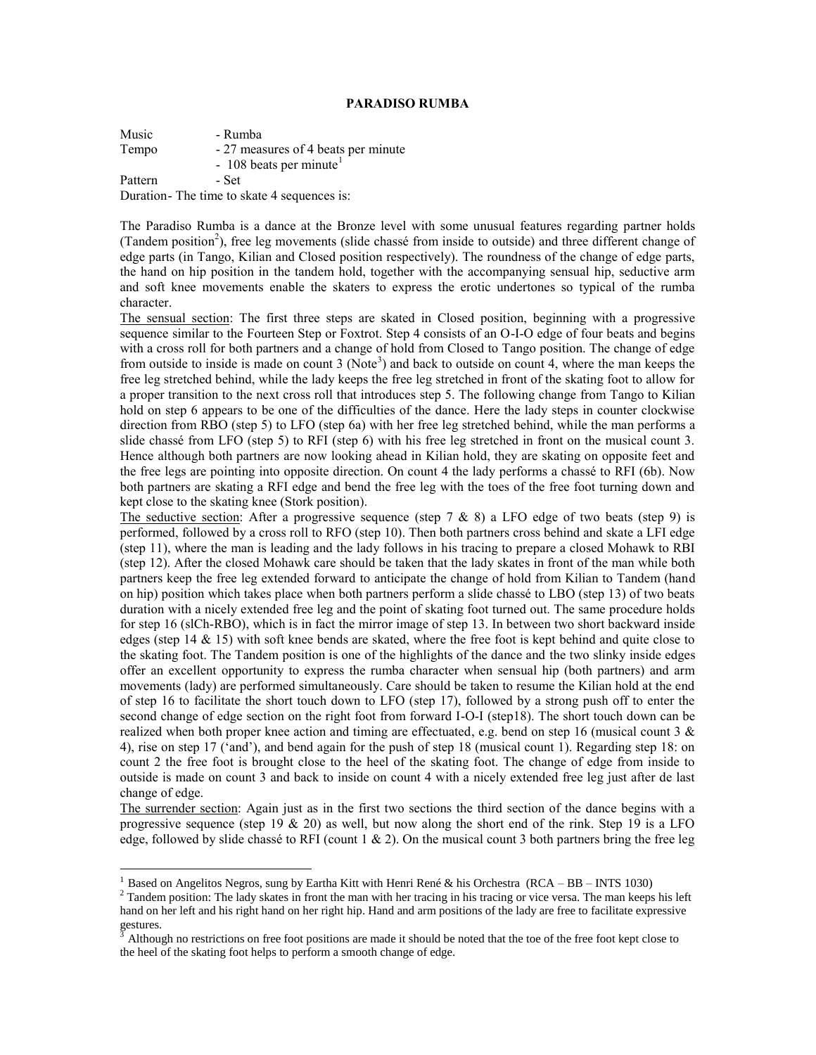# PARADISO RUMBA

Music - Rumba
Tempo - 27 measures of 4 beats per minute
- 108 beats per minute[1]
Pattern - Set
Duration- The time to skate 4 sequences is:

The Paradiso Rumba is a dance at the Bronze level with some unusual features regarding partner holds (Tandem position[2]), free leg movements (slide chassé from inside to outside) and three different change of edge parts (in Tango, Kilian and Closed position respectively). The roundness of the change of edge parts, the hand on hip position in the tandem hold, together with the accompanying sensual hip, seductive arm and soft knee movements enable the skaters to express the erotic undertones so typical of the rumba character.

The sensual section: The first three steps are skated in Closed position, beginning with a progressive sequence similar to the Fourteen Step or Foxtrot. Step 4 consists of an O-I-O edge of four beats and begins with a cross roll for both partners and a change of hold from Closed to Tango position. The change of edge from outside to inside is made on count 3 (Note[3]) and back to outside on count 4, where the man keeps the free leg stretched behind, while the lady keeps the free leg stretched in front of the skating foot to allow for a proper transition to the next cross roll that introduces step 5. The following change from Tango to Kilian hold on step 6 appears to be one of the difficulties of the dance. Here the lady steps in counter clockwise direction from RBO (step 5) to LFO (step 6a) with her free leg stretched behind, while the man performs a slide chassé from LFO (step 5) to RFI (step 6) with his free leg stretched in front on the musical count 3. Hence although both partners are now looking ahead in Kilian hold, they are skating on opposite feet and the free legs are pointing into opposite direction. On count 4 the lady performs a chassé to RFI (6b). Now both partners are skating a RFI edge and bend the free leg with the toes of the free foot turning down and kept close to the skating knee (Stork position).

The seductive section: After a progressive sequence (step 7 & 8) a LFO edge of two beats (step 9) is performed, followed by a cross roll to RFO (step 10). Then both partners cross behind and skate a LFI edge (step 11), where the man is leading and the lady follows in his tracing to prepare a closed Mohawk to RBI (step 12). After the closed Mohawk care should be taken that the lady skates in front of the man while both partners keep the free leg extended forward to anticipate the change of hold from Kilian to Tandem (hand on hip) position which takes place when both partners perform a slide chassé to LBO (step 13) of two beats duration with a nicely extended free leg and the point of skating foot turned out. The same procedure holds for step 16 (slCh-RBO), which is in fact the mirror image of step 13. In between two short backward inside edges (step 14 & 15) with soft knee bends are skated, where the free foot is kept behind and quite close to the skating foot. The Tandem position is one of the highlights of the dance and the two slinky inside edges offer an excellent opportunity to express the rumba character when sensual hip (both partners) and arm movements (lady) are performed simultaneously. Care should be taken to resume the Kilian hold at the end of step 16 to facilitate the short touch down to LFO (step 17), followed by a strong push off to enter the second change of edge section on the right foot from forward I-O-I (step18). The short touch down can be realized when both proper knee action and timing are effectuated, e.g. bend on step 16 (musical count 3 & 4), rise on step 17 ('and'), and bend again for the push of step 18 (musical count 1). Regarding step 18: on count 2 the free foot is brought close to the heel of the skating foot. The change of edge from inside to outside is made on count 3 and back to inside on count 4 with a nicely extended free leg just after de last change of edge.

The surrender section: Again just as in the first two sections the third section of the dance begins with a progressive sequence (step 19 & 20) as well, but now along the short end of the rink. Step 19 is a LFO edge, followed by slide chassé to RFI (count 1 & 2). On the musical count 3 both partners bring the free leg

---

[1] Based on Angelitos Negros, sung by Eartha Kitt with Henri René & his Orchestra (RCA – BB – INTS 1030)

[2] Tandem position: The lady skates in front the man with her tracing in his tracing or vice versa. The man keeps his left hand on her left and his right hand on her right hip. Hand and arm positions of the lady are free to facilitate expressive gestures.

[3] Although no restrictions on free foot positions are made it should be noted that the toe of the free foot kept close to the heel of the skating foot helps to perform a smooth change of edge.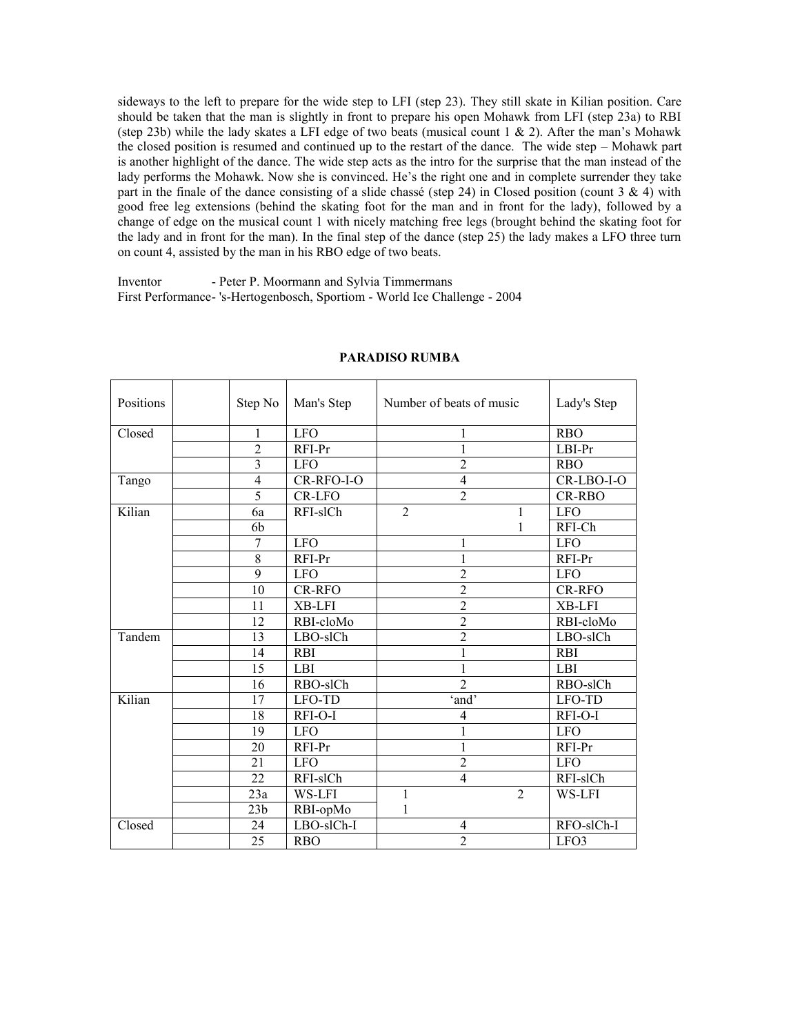sideways to the left to prepare for the wide step to LFI (step 23). They still skate in Kilian position. Care should be taken that the man is slightly in front to prepare his open Mohawk from LFI (step 23a) to RBI (step 23b) while the lady skates a LFI edge of two beats (musical count 1 & 2). After the man's Mohawk the closed position is resumed and continued up to the restart of the dance. The wide step – Mohawk part is another highlight of the dance. The wide step acts as the intro for the surprise that the man instead of the lady performs the Mohawk. Now she is convinced. He's the right one and in complete surrender they take part in the finale of the dance consisting of a slide chassé (step 24) in Closed position (count 3 & 4) with good free leg extensions (behind the skating foot for the man and in front for the lady), followed by a change of edge on the musical count 1 with nicely matching free legs (brought behind the skating foot for the lady and in front for the man). In the final step of the dance (step 25) the lady makes a LFO three turn on count 4, assisted by the man in his RBO edge of two beats.

Inventor - Peter P. Moormann and Sylvia Timmermans
First Performance- 's-Hertogenbosch, Sportiom - World Ice Challenge - 2004

**PARADISO RUMBA**

| Positions | | Step No | Man's Step | Number of beats of music (Man) | Number of beats of music (Lady) | Lady's Step |
|---|---|---|---|---|---|---|
| Closed | | 1 | LFO | 1 | | RBO |
| | | 2 | RFI-Pr | 1 | | LBI-Pr |
| | | 3 | LFO | 2 | | RBO |
| Tango | | 4 | CR-RFO-I-O | 4 | | CR-LBO-I-O |
| | | 5 | CR-LFO | 2 | | CR-RBO |
| Kilian | | 6a | RFI-slCh | 2 | 1 | LFO |
| | | 6b | | | 1 | RFI-Ch |
| | | 7 | LFO | 1 | | LFO |
| | | 8 | RFI-Pr | 1 | | RFI-Pr |
| | | 9 | LFO | 2 | | LFO |
| | | 10 | CR-RFO | 2 | | CR-RFO |
| | | 11 | XB-LFI | 2 | | XB-LFI |
| | | 12 | RBI-cloMo | 2 | | RBI-cloMo |
| Tandem | | 13 | LBO-slCh | 2 | | LBO-slCh |
| | | 14 | RBI | 1 | | RBI |
| | | 15 | LBI | 1 | | LBI |
| | | 16 | RBO-slCh | 2 | | RBO-slCh |
| Kilian | | 17 | LFO-TD | 'and' | | LFO-TD |
| | | 18 | RFI-O-I | 4 | | RFI-O-I |
| | | 19 | LFO | 1 | | LFO |
| | | 20 | RFI-Pr | 1 | | RFI-Pr |
| | | 21 | LFO | 2 | | LFO |
| | | 22 | RFI-slCh | 4 | | RFI-slCh |
| | | 23a | WS-LFI | 1 | 2 | WS-LFI |
| | | 23b | RBI-opMo | 1 | | |
| Closed | | 24 | LBO-slCh-I | 4 | | RFO-slCh-I |
| | | 25 | RBO | 2 | | LFO3 |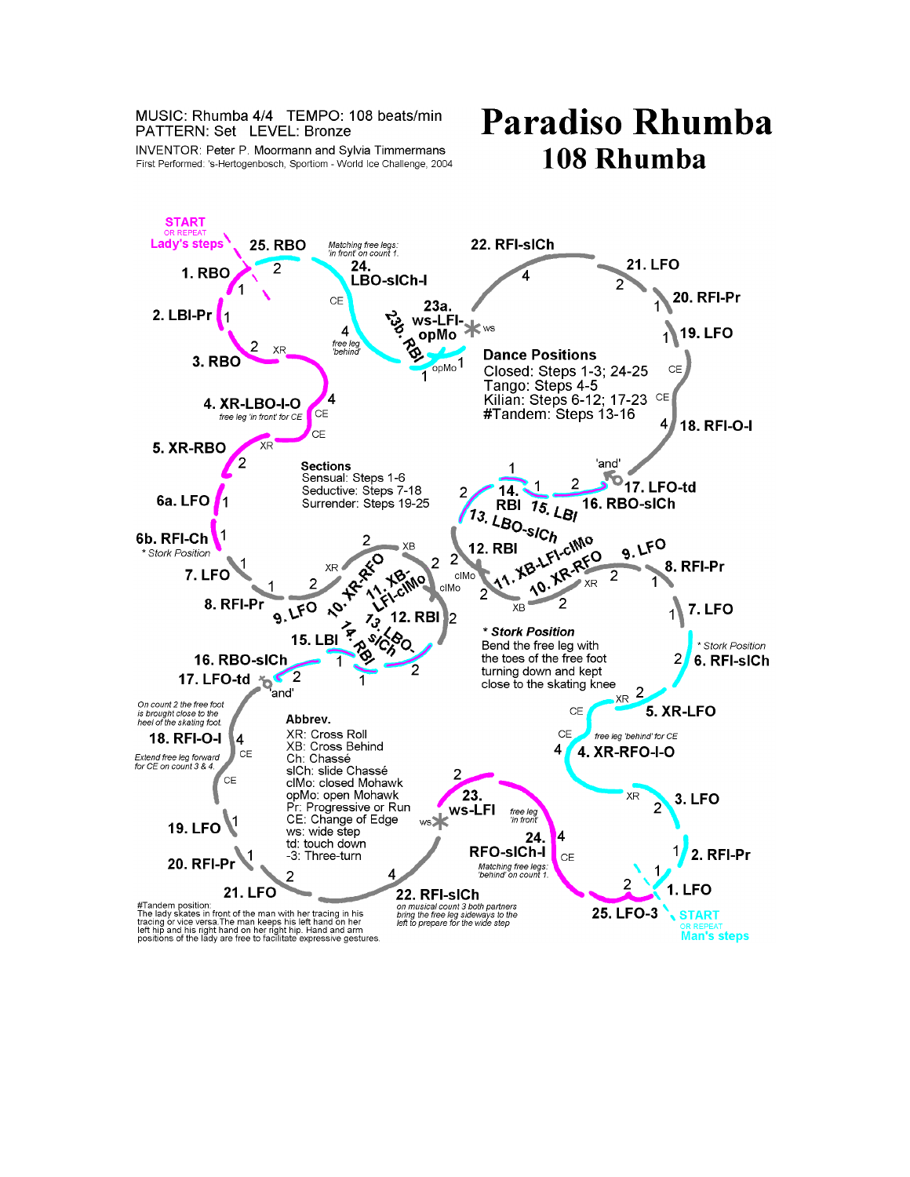MUSIC: Rhumba 4/4 TEMPO: 108 beats/min
PATTERN: Set LEVEL: Bronze
INVENTOR: Peter P. Moormann and Sylvia Timmermans
First Performed: 's-Hertogenbosch, Sportiom - World Ice Challenge, 2004

# Paradiso Rhumba
## 108 Rhumba

START OR REPEAT Lady's steps

1. RBO
2. LBI-Pr
3. RBO
4. XR-LBO-I-O — free leg 'in front' for CE
5. XR-RBO
6a. LFO
6b. RFI-Ch — * Stork Position
7. LFO
8. RFI-Pr
9. LFO
10. XR-RFO
11. XB-LFI-clMo
12. RBI
13. LBO-slCh
14. RBI
15. LBI
16. RBO-slCh
17. LFO-td — 'and'
18. RFI-O-I — On count 2 the free foot is brought close to the heel of the skating foot. Extend free leg forward for CE on count 3 & 4.
19. LFO
20. RFI-Pr
21. LFO
22. RFI-slCh — on musical count 3 both partners bring the free leg sideways to the left to prepare for the wide step
23. ws-LFI — free leg 'in front'
24. RFO-slCh-I — Matching free legs: 'behind' on count 1.
25. LFO-3

START OR REPEAT Man's steps

1. LFO
2. RFI-Pr
3. LFO
4. XR-RFO-I-O — free leg 'behind' for CE
5. XR-LFO
6. RFI-slCh — * Stork Position
7. LFO
8. RFI-Pr
9. LFO
10. XR-RFO
11. XB-LFI-clMo
12. RBI
13. LBO-slCh
14. RBI
15. LBI
16. RBO-slCh
17. LFO-td — 'and'
18. RFI-O-I
19. LFO
20. RFI-Pr
21. LFO
22. RFI-slCh
23a. ws-LFI-opMo
23b. RBI — opMo
24. LBO-slCh-I — free leg 'behind'
25. RBO — Matching free legs: 'in front' on count 1.

**Dance Positions**
Closed: Steps 1-3; 24-25
Tango: Steps 4-5
Kilian: Steps 6-12; 17-23
#Tandem: Steps 13-16

**Sections**
Sensual: Steps 1-6
Seductive: Steps 7-18
Surrender: Steps 19-25

***Stork Position***
Bend the free leg with the toes of the free foot turning down and kept close to the skating knee

**Abbrev.**
XR: Cross Roll
XB: Cross Behind
Ch: Chassé
slCh: slide Chassé
clMo: closed Mohawk
opMo: open Mohawk
Pr: Progressive or Run
CE: Change of Edge
ws: wide step
td: touch down
-3: Three-turn

#Tandem position:
The lady skates in front of the man with her tracing in his tracing or vice versa. The man keeps his left hand on her left hip and his right hand on her right hip. Hand and arm positions of the lady are free to facilitate expressive gestures.